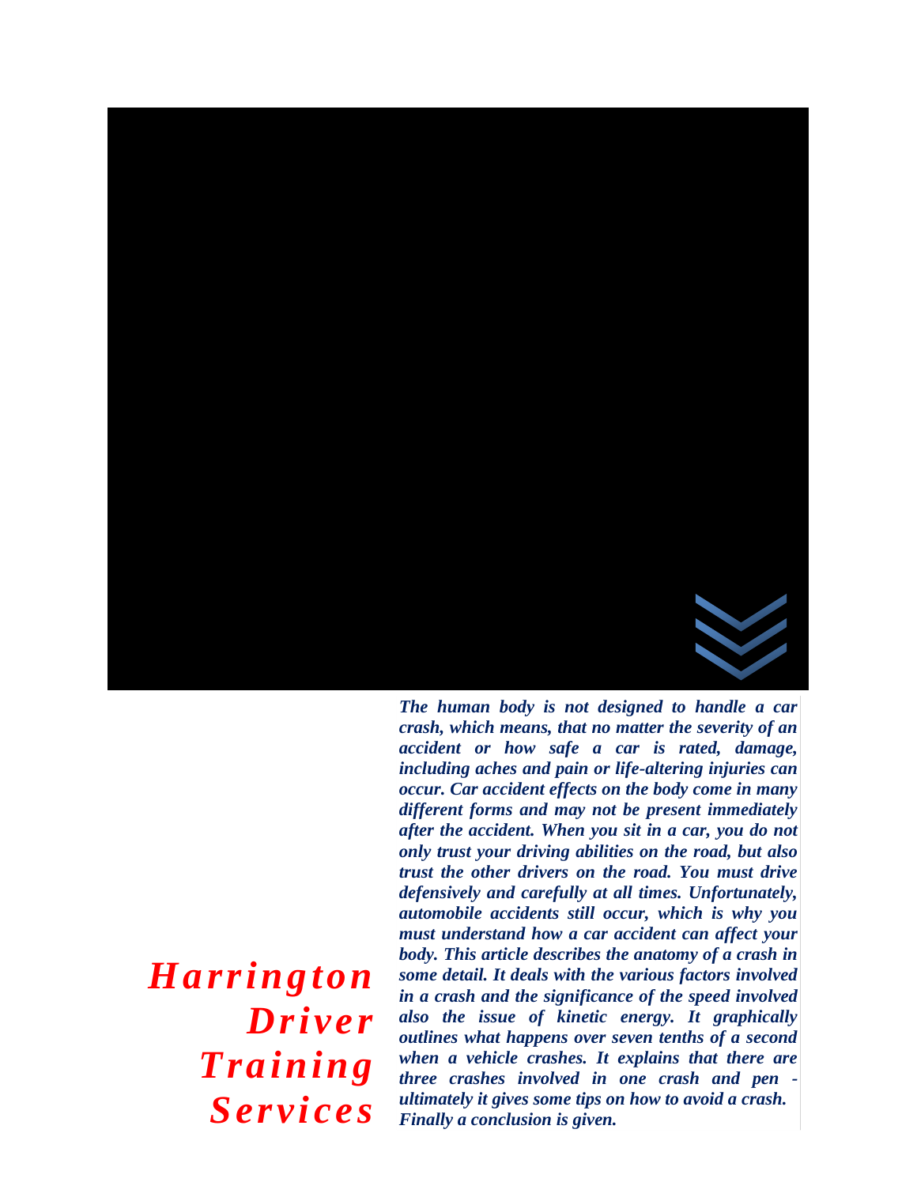# *Harrington Driver Training Services*

***The human body is not designed to handle a car crash, which means, that no matter the severity of an accident or how safe a car is rated, damage, including aches and pain or life-altering injuries can occur. Car accident effects on the body come in many different forms and may not be present immediately after the accident. When you sit in a car, you do not only trust your driving abilities on the road, but also trust the other drivers on the road. You must drive defensively and carefully at all times. Unfortunately, automobile accidents still occur, which is why you must understand how a car accident can affect your body. This article describes the anatomy of a crash in some detail. It deals with the various factors involved in a crash and the significance of the speed involved also the issue of kinetic energy. It graphically outlines what happens over seven tenths of a second when a vehicle crashes. It explains that there are three crashes involved in one crash and pen - ultimately it gives some tips on how to avoid a crash. Finally a conclusion is given.***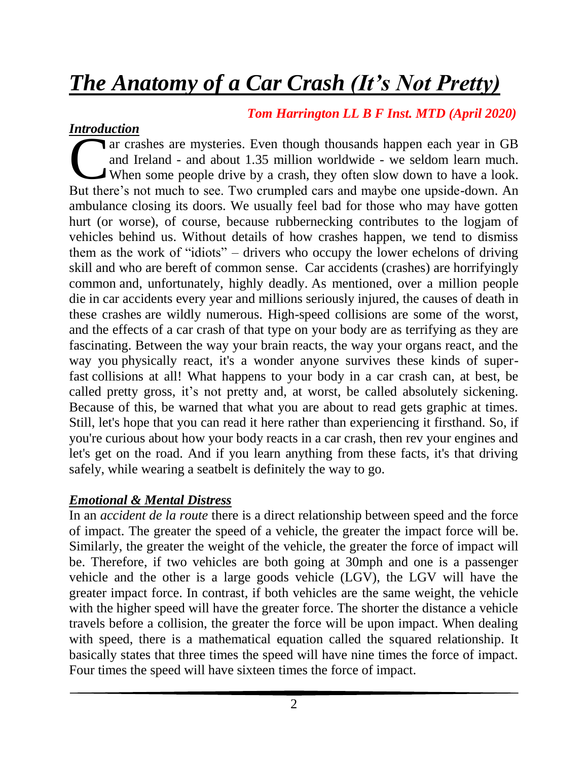# ***The Anatomy of a Car Crash (It's Not Pretty)***

***Tom Harrington LL B F Inst. MTD (April 2020)***

## ***Introduction***

Car crashes are mysteries. Even though thousands happen each year in GB and Ireland - and about 1.35 million worldwide - we seldom learn much. When some people drive by a crash, they often slow down to have a look. But there's not much to see. Two crumpled cars and maybe one upside-down. An ambulance closing its doors. We usually feel bad for those who may have gotten hurt (or worse), of course, because rubbernecking contributes to the logjam of vehicles behind us. Without details of how crashes happen, we tend to dismiss them as the work of "idiots" – drivers who occupy the lower echelons of driving skill and who are bereft of common sense. Car accidents (crashes) are horrifyingly common and, unfortunately, highly deadly. As mentioned, over a million people die in car accidents every year and millions seriously injured, the causes of death in these crashes are wildly numerous. High-speed collisions are some of the worst, and the effects of a car crash of that type on your body are as terrifying as they are fascinating. Between the way your brain reacts, the way your organs react, and the way you physically react, it's a wonder anyone survives these kinds of super-fast collisions at all! What happens to your body in a car crash can, at best, be called pretty gross, it's not pretty and, at worst, be called absolutely sickening. Because of this, be warned that what you are about to read gets graphic at times. Still, let's hope that you can read it here rather than experiencing it firsthand. So, if you're curious about how your body reacts in a car crash, then rev your engines and let's get on the road. And if you learn anything from these facts, it's that driving safely, while wearing a seatbelt is definitely the way to go.

## ***Emotional & Mental Distress***

In an *accident de la route* there is a direct relationship between speed and the force of impact. The greater the speed of a vehicle, the greater the impact force will be. Similarly, the greater the weight of the vehicle, the greater the force of impact will be. Therefore, if two vehicles are both going at 30mph and one is a passenger vehicle and the other is a large goods vehicle (LGV), the LGV will have the greater impact force. In contrast, if both vehicles are the same weight, the vehicle with the higher speed will have the greater force. The shorter the distance a vehicle travels before a collision, the greater the force will be upon impact. When dealing with speed, there is a mathematical equation called the squared relationship. It basically states that three times the speed will have nine times the force of impact. Four times the speed will have sixteen times the force of impact.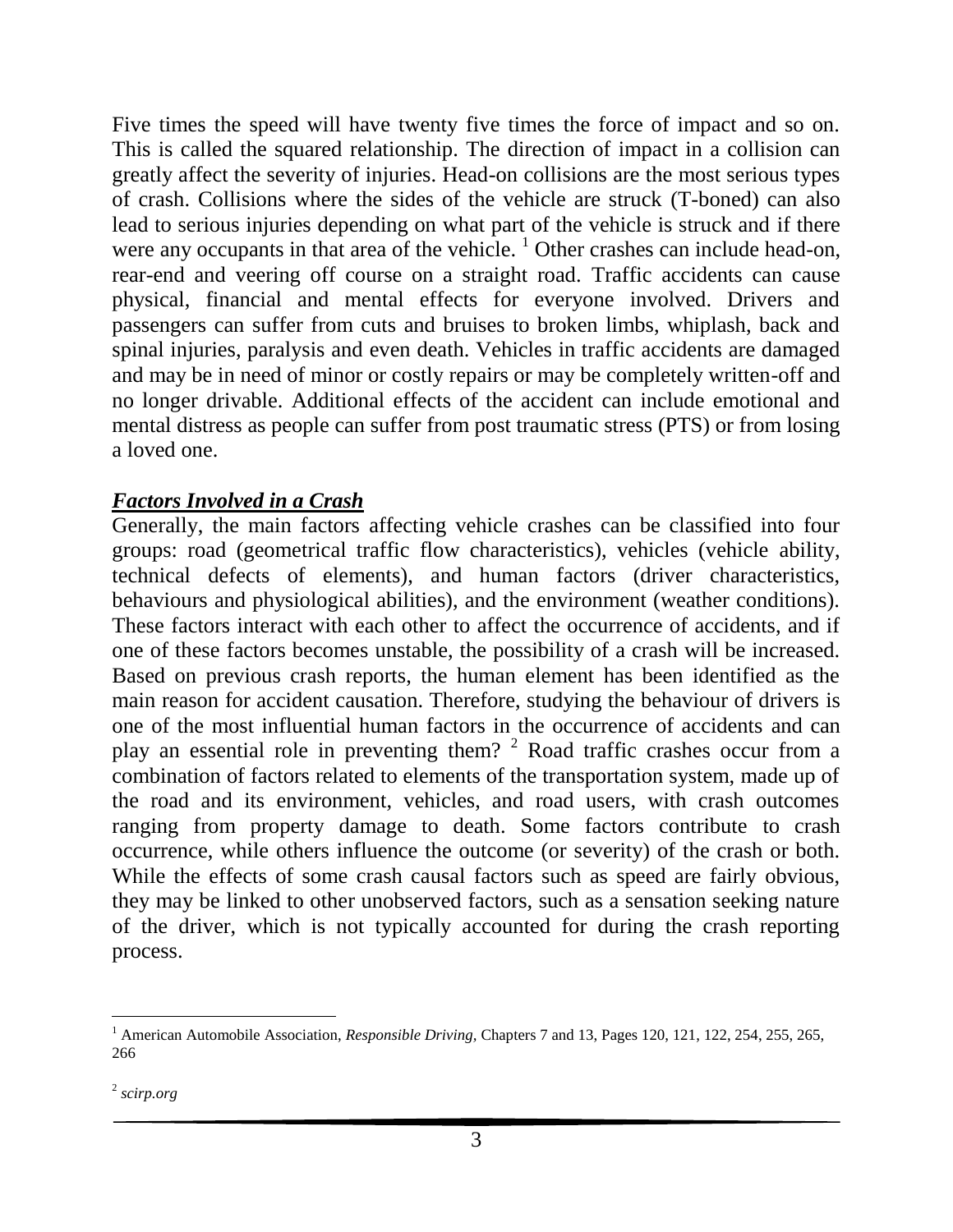Five times the speed will have twenty five times the force of impact and so on. This is called the squared relationship. The direction of impact in a collision can greatly affect the severity of injuries. Head-on collisions are the most serious types of crash. Collisions where the sides of the vehicle are struck (T-boned) can also lead to serious injuries depending on what part of the vehicle is struck and if there were any occupants in that area of the vehicle. [1] Other crashes can include head-on, rear-end and veering off course on a straight road. Traffic accidents can cause physical, financial and mental effects for everyone involved. Drivers and passengers can suffer from cuts and bruises to broken limbs, whiplash, back and spinal injuries, paralysis and even death. Vehicles in traffic accidents are damaged and may be in need of minor or costly repairs or may be completely written-off and no longer drivable. Additional effects of the accident can include emotional and mental distress as people can suffer from post traumatic stress (PTS) or from losing a loved one.

***Factors Involved in a Crash***

Generally, the main factors affecting vehicle crashes can be classified into four groups: road (geometrical traffic flow characteristics), vehicles (vehicle ability, technical defects of elements), and human factors (driver characteristics, behaviours and physiological abilities), and the environment (weather conditions). These factors interact with each other to affect the occurrence of accidents, and if one of these factors becomes unstable, the possibility of a crash will be increased. Based on previous crash reports, the human element has been identified as the main reason for accident causation. Therefore, studying the behaviour of drivers is one of the most influential human factors in the occurrence of accidents and can play an essential role in preventing them? [2] Road traffic crashes occur from a combination of factors related to elements of the transportation system, made up of the road and its environment, vehicles, and road users, with crash outcomes ranging from property damage to death. Some factors contribute to crash occurrence, while others influence the outcome (or severity) of the crash or both. While the effects of some crash causal factors such as speed are fairly obvious, they may be linked to other unobserved factors, such as a sensation seeking nature of the driver, which is not typically accounted for during the crash reporting process.

---

[1] American Automobile Association, *Responsible Driving*, Chapters 7 and 13, Pages 120, 121, 122, 254, 255, 265, 266

[2] *scirp.org*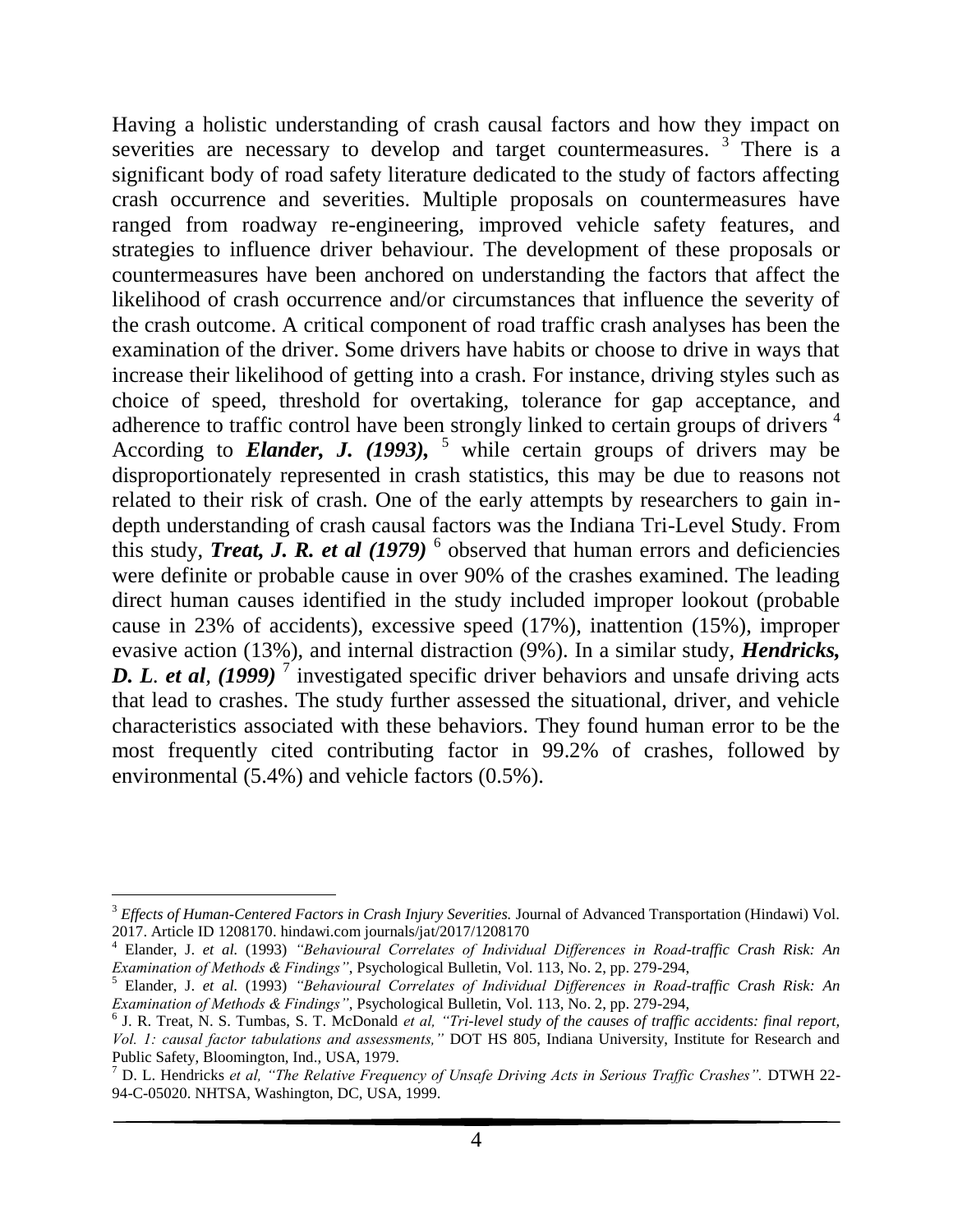Having a holistic understanding of crash causal factors and how they impact on severities are necessary to develop and target countermeasures. [3] There is a significant body of road safety literature dedicated to the study of factors affecting crash occurrence and severities. Multiple proposals on countermeasures have ranged from roadway re-engineering, improved vehicle safety features, and strategies to influence driver behaviour. The development of these proposals or countermeasures have been anchored on understanding the factors that affect the likelihood of crash occurrence and/or circumstances that influence the severity of the crash outcome. A critical component of road traffic crash analyses has been the examination of the driver. Some drivers have habits or choose to drive in ways that increase their likelihood of getting into a crash. For instance, driving styles such as choice of speed, threshold for overtaking, tolerance for gap acceptance, and adherence to traffic control have been strongly linked to certain groups of drivers [4] According to ***Elander, J. (1993),*** [5] while certain groups of drivers may be disproportionately represented in crash statistics, this may be due to reasons not related to their risk of crash. One of the early attempts by researchers to gain in-depth understanding of crash causal factors was the Indiana Tri-Level Study. From this study, ***Treat, J. R. et al (1979)*** [6] observed that human errors and deficiencies were definite or probable cause in over 90% of the crashes examined. The leading direct human causes identified in the study included improper lookout (probable cause in 23% of accidents), excessive speed (17%), inattention (15%), improper evasive action (13%), and internal distraction (9%). In a similar study, ***Hendricks, D. L. et al, (1999)*** [7] investigated specific driver behaviors and unsafe driving acts that lead to crashes. The study further assessed the situational, driver, and vehicle characteristics associated with these behaviors. They found human error to be the most frequently cited contributing factor in 99.2% of crashes, followed by environmental (5.4%) and vehicle factors (0.5%).

---

[3] *Effects of Human-Centered Factors in Crash Injury Severities.* Journal of Advanced Transportation (Hindawi) Vol. 2017. Article ID 1208170. hindawi.com journals/jat/2017/1208170

[4] Elander, J. *et al.* (1993) *"Behavioural Correlates of Individual Differences in Road-traffic Crash Risk: An Examination of Methods & Findings"*, Psychological Bulletin, Vol. 113, No. 2, pp. 279-294,

[5] Elander, J. *et al.* (1993) *"Behavioural Correlates of Individual Differences in Road-traffic Crash Risk: An Examination of Methods & Findings"*, Psychological Bulletin, Vol. 113, No. 2, pp. 279-294,

[6] J. R. Treat, N. S. Tumbas, S. T. McDonald *et al, "Tri-level study of the causes of traffic accidents: final report, Vol. 1: causal factor tabulations and assessments,"* DOT HS 805, Indiana University, Institute for Research and Public Safety, Bloomington, Ind., USA, 1979.

[7] D. L. Hendricks *et al, "The Relative Frequency of Unsafe Driving Acts in Serious Traffic Crashes".* DTWH 22-94-C-05020. NHTSA, Washington, DC, USA, 1999.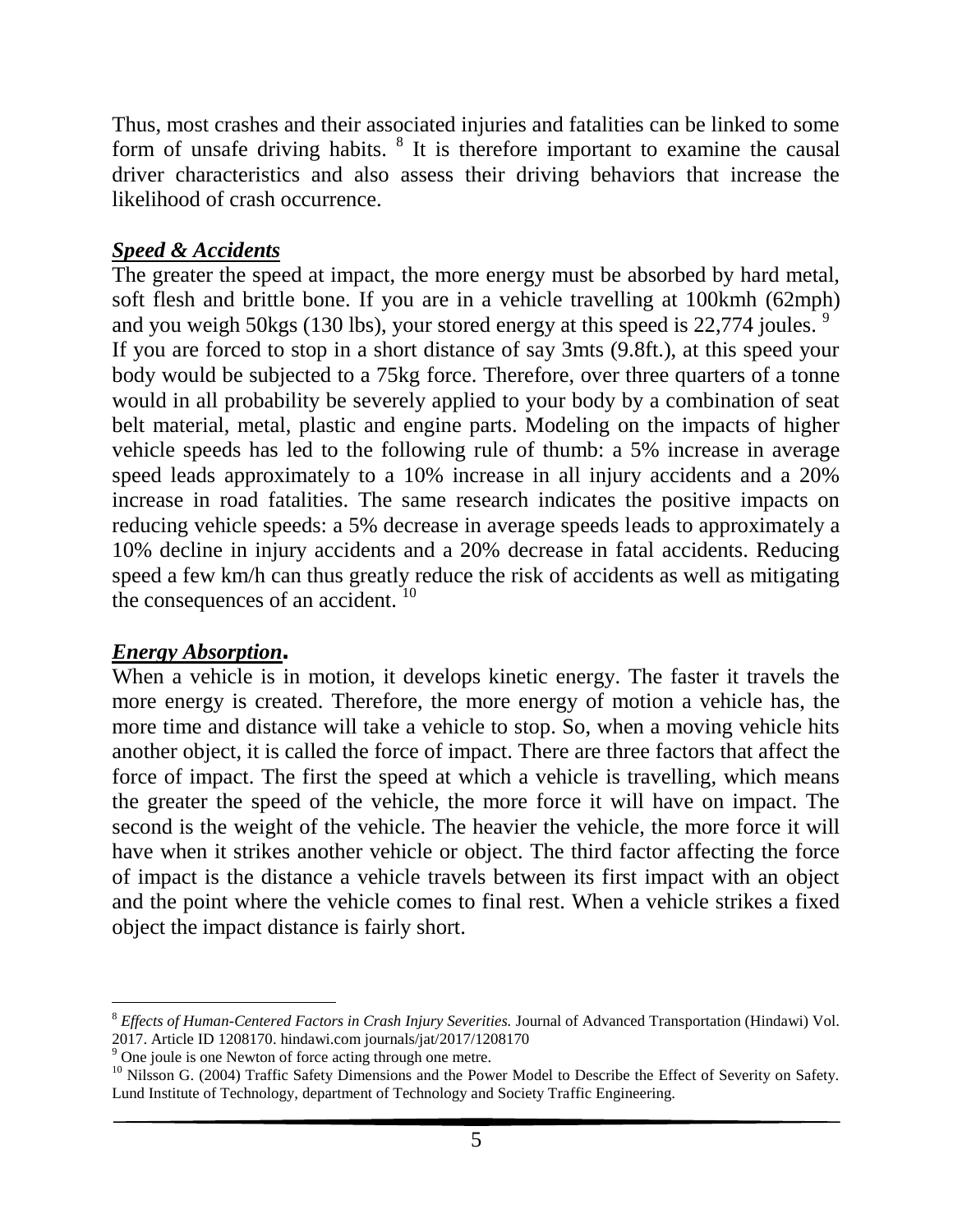Thus, most crashes and their associated injuries and fatalities can be linked to some form of unsafe driving habits. [8] It is therefore important to examine the causal driver characteristics and also assess their driving behaviors that increase the likelihood of crash occurrence.

### ***Speed & Accidents***

The greater the speed at impact, the more energy must be absorbed by hard metal, soft flesh and brittle bone. If you are in a vehicle travelling at 100kmh (62mph) and you weigh 50kgs (130 lbs), your stored energy at this speed is 22,774 joules. [9] If you are forced to stop in a short distance of say 3mts (9.8ft.), at this speed your body would be subjected to a 75kg force. Therefore, over three quarters of a tonne would in all probability be severely applied to your body by a combination of seat belt material, metal, plastic and engine parts. Modeling on the impacts of higher vehicle speeds has led to the following rule of thumb: a 5% increase in average speed leads approximately to a 10% increase in all injury accidents and a 20% increase in road fatalities. The same research indicates the positive impacts on reducing vehicle speeds: a 5% decrease in average speeds leads to approximately a 10% decline in injury accidents and a 20% decrease in fatal accidents. Reducing speed a few km/h can thus greatly reduce the risk of accidents as well as mitigating the consequences of an accident. [10]

### ***Energy Absorption.***

When a vehicle is in motion, it develops kinetic energy. The faster it travels the more energy is created. Therefore, the more energy of motion a vehicle has, the more time and distance will take a vehicle to stop. So, when a moving vehicle hits another object, it is called the force of impact. There are three factors that affect the force of impact. The first the speed at which a vehicle is travelling, which means the greater the speed of the vehicle, the more force it will have on impact. The second is the weight of the vehicle. The heavier the vehicle, the more force it will have when it strikes another vehicle or object. The third factor affecting the force of impact is the distance a vehicle travels between its first impact with an object and the point where the vehicle comes to final rest. When a vehicle strikes a fixed object the impact distance is fairly short.

---

[8] *Effects of Human-Centered Factors in Crash Injury Severities.* Journal of Advanced Transportation (Hindawi) Vol. 2017. Article ID 1208170. hindawi.com journals/jat/2017/1208170

[9] One joule is one Newton of force acting through one metre.

[10] Nilsson G. (2004) Traffic Safety Dimensions and the Power Model to Describe the Effect of Severity on Safety. Lund Institute of Technology, department of Technology and Society Traffic Engineering.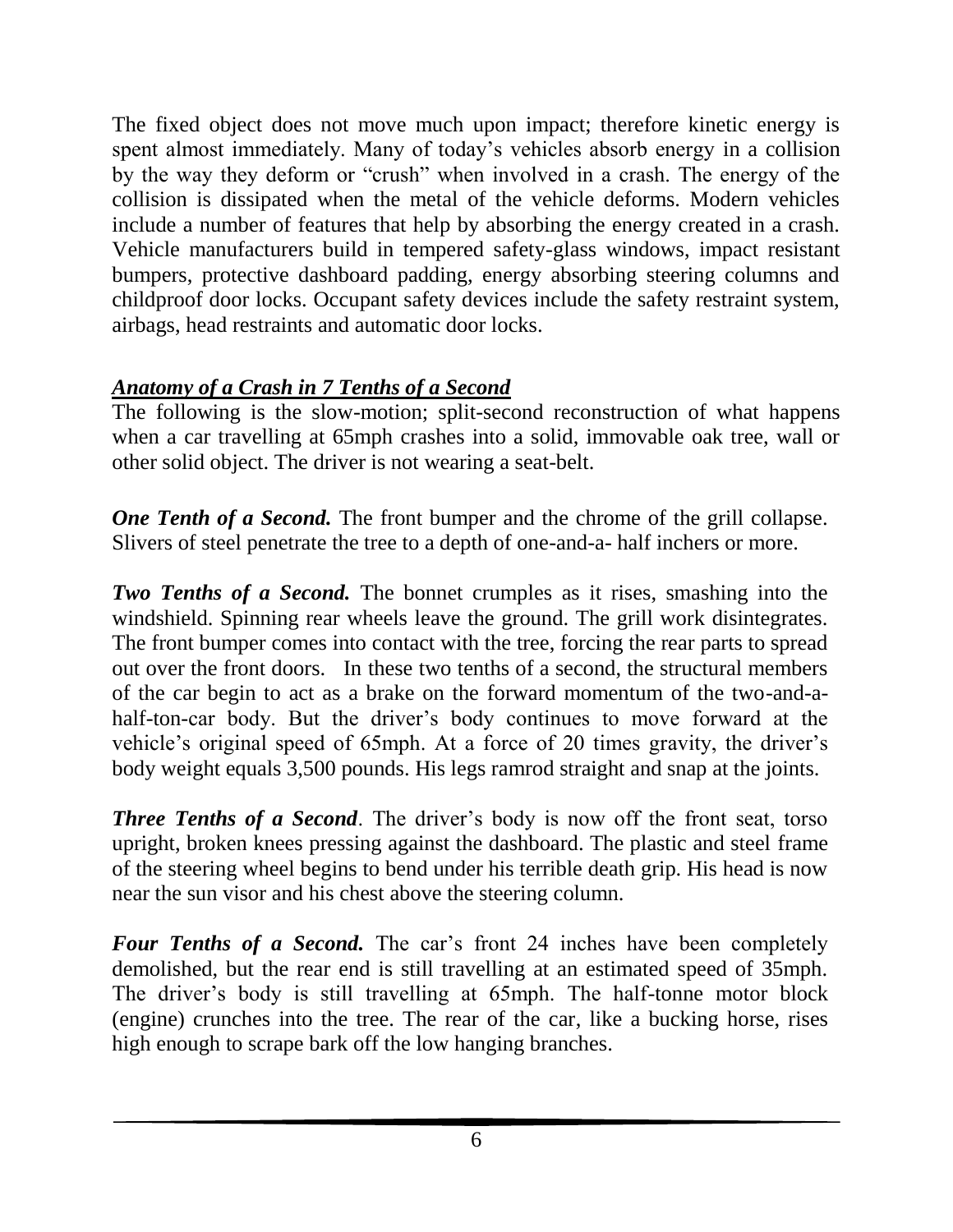The fixed object does not move much upon impact; therefore kinetic energy is spent almost immediately. Many of today's vehicles absorb energy in a collision by the way they deform or "crush" when involved in a crash. The energy of the collision is dissipated when the metal of the vehicle deforms. Modern vehicles include a number of features that help by absorbing the energy created in a crash. Vehicle manufacturers build in tempered safety-glass windows, impact resistant bumpers, protective dashboard padding, energy absorbing steering columns and childproof door locks. Occupant safety devices include the safety restraint system, airbags, head restraints and automatic door locks.

## ***Anatomy of a Crash in 7 Tenths of a Second***

The following is the slow-motion; split-second reconstruction of what happens when a car travelling at 65mph crashes into a solid, immovable oak tree, wall or other solid object. The driver is not wearing a seat-belt.

***One Tenth of a Second.*** The front bumper and the chrome of the grill collapse. Slivers of steel penetrate the tree to a depth of one-and-a- half inchers or more.

***Two Tenths of a Second.*** The bonnet crumples as it rises, smashing into the windshield. Spinning rear wheels leave the ground. The grill work disintegrates. The front bumper comes into contact with the tree, forcing the rear parts to spread out over the front doors. In these two tenths of a second, the structural members of the car begin to act as a brake on the forward momentum of the two-and-a-half-ton-car body. But the driver's body continues to move forward at the vehicle's original speed of 65mph. At a force of 20 times gravity, the driver's body weight equals 3,500 pounds. His legs ramrod straight and snap at the joints.

***Three Tenths of a Second***. The driver's body is now off the front seat, torso upright, broken knees pressing against the dashboard. The plastic and steel frame of the steering wheel begins to bend under his terrible death grip. His head is now near the sun visor and his chest above the steering column.

***Four Tenths of a Second.*** The car's front 24 inches have been completely demolished, but the rear end is still travelling at an estimated speed of 35mph. The driver's body is still travelling at 65mph. The half-tonne motor block (engine) crunches into the tree. The rear of the car, like a bucking horse, rises high enough to scrape bark off the low hanging branches.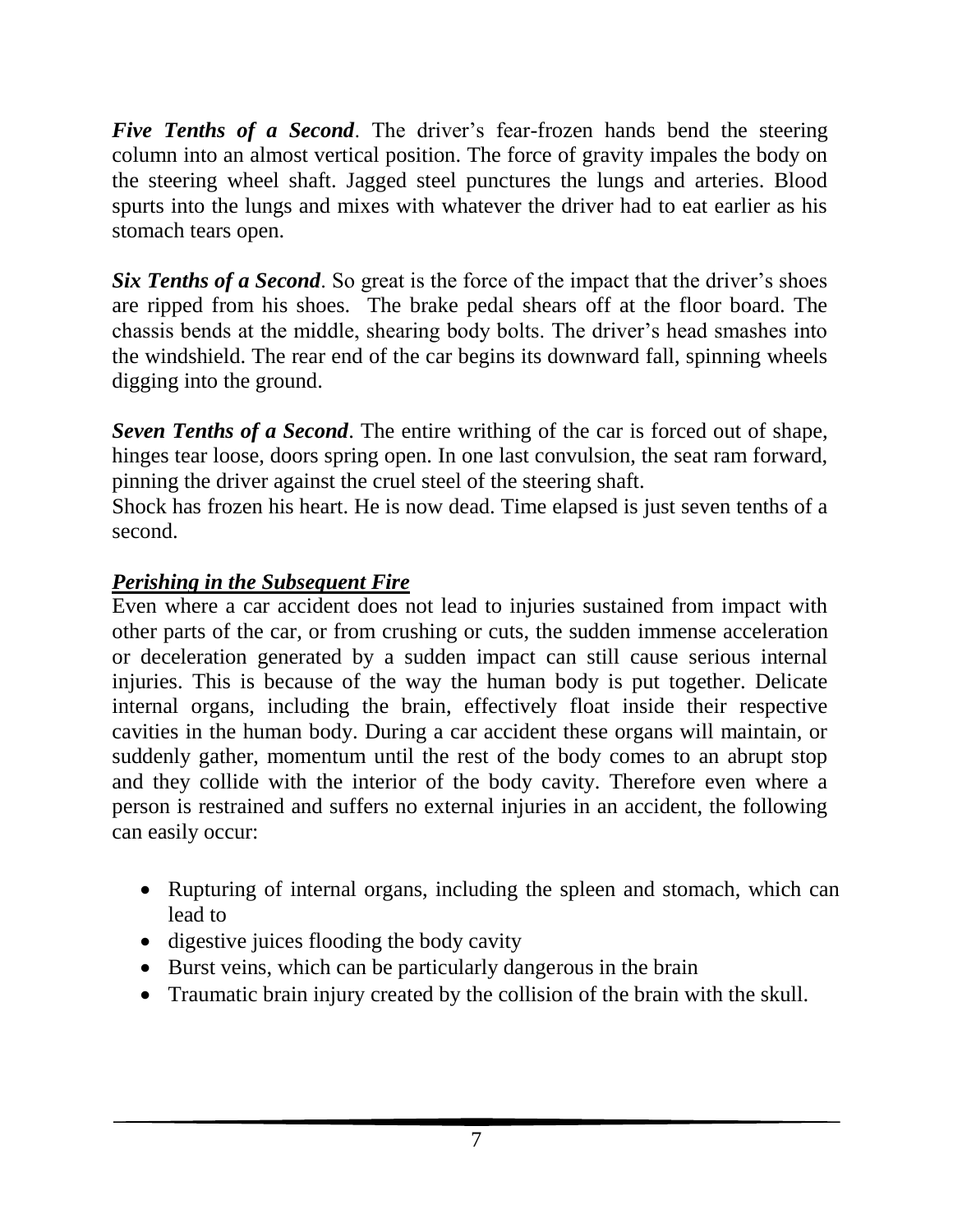***Five Tenths of a Second***. The driver's fear-frozen hands bend the steering column into an almost vertical position. The force of gravity impales the body on the steering wheel shaft. Jagged steel punctures the lungs and arteries. Blood spurts into the lungs and mixes with whatever the driver had to eat earlier as his stomach tears open.

***Six Tenths of a Second***. So great is the force of the impact that the driver's shoes are ripped from his shoes. The brake pedal shears off at the floor board. The chassis bends at the middle, shearing body bolts. The driver's head smashes into the windshield. The rear end of the car begins its downward fall, spinning wheels digging into the ground.

***Seven Tenths of a Second***. The entire writhing of the car is forced out of shape, hinges tear loose, doors spring open. In one last convulsion, the seat ram forward, pinning the driver against the cruel steel of the steering shaft.
Shock has frozen his heart. He is now dead. Time elapsed is just seven tenths of a second.

***Perishing in the Subsequent Fire***

Even where a car accident does not lead to injuries sustained from impact with other parts of the car, or from crushing or cuts, the sudden immense acceleration or deceleration generated by a sudden impact can still cause serious internal injuries. This is because of the way the human body is put together. Delicate internal organs, including the brain, effectively float inside their respective cavities in the human body. During a car accident these organs will maintain, or suddenly gather, momentum until the rest of the body comes to an abrupt stop and they collide with the interior of the body cavity. Therefore even where a person is restrained and suffers no external injuries in an accident, the following can easily occur:

- Rupturing of internal organs, including the spleen and stomach, which can lead to
- digestive juices flooding the body cavity
- Burst veins, which can be particularly dangerous in the brain
- Traumatic brain injury created by the collision of the brain with the skull.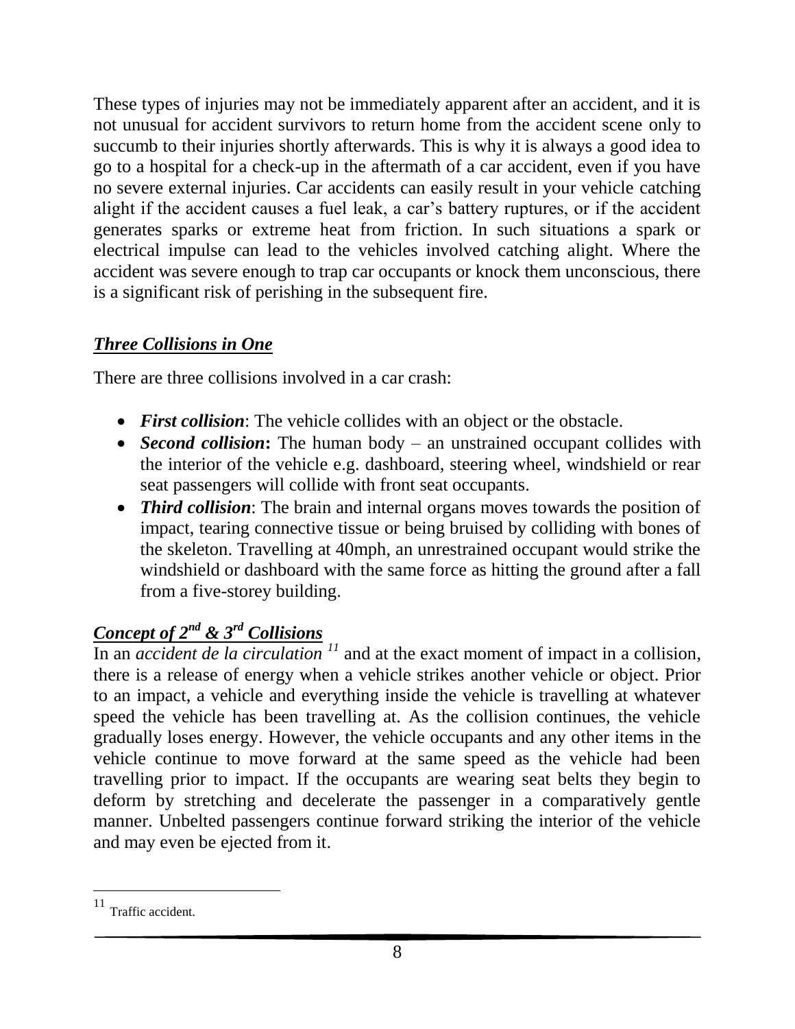These types of injuries may not be immediately apparent after an accident, and it is not unusual for accident survivors to return home from the accident scene only to succumb to their injuries shortly afterwards. This is why it is always a good idea to go to a hospital for a check-up in the aftermath of a car accident, even if you have no severe external injuries. Car accidents can easily result in your vehicle catching alight if the accident causes a fuel leak, a car's battery ruptures, or if the accident generates sparks or extreme heat from friction. In such situations a spark or electrical impulse can lead to the vehicles involved catching alight. Where the accident was severe enough to trap car occupants or knock them unconscious, there is a significant risk of perishing in the subsequent fire.

## ***Three Collisions in One***

There are three collisions involved in a car crash:

- ***First collision***: The vehicle collides with an object or the obstacle.
- ***Second collision*:** The human body – an unstrained occupant collides with the interior of the vehicle e.g. dashboard, steering wheel, windshield or rear seat passengers will collide with front seat occupants.
- ***Third collision***: The brain and internal organs moves towards the position of impact, tearing connective tissue or being bruised by colliding with bones of the skeleton. Travelling at 40mph, an unrestrained occupant would strike the windshield or dashboard with the same force as hitting the ground after a fall from a five-storey building.

## ***Concept of 2nd & 3rd Collisions***

In an *accident de la circulation* [11] and at the exact moment of impact in a collision, there is a release of energy when a vehicle strikes another vehicle or object. Prior to an impact, a vehicle and everything inside the vehicle is travelling at whatever speed the vehicle has been travelling at. As the collision continues, the vehicle gradually loses energy. However, the vehicle occupants and any other items in the vehicle continue to move forward at the same speed as the vehicle had been travelling prior to impact. If the occupants are wearing seat belts they begin to deform by stretching and decelerate the passenger in a comparatively gentle manner. Unbelted passengers continue forward striking the interior of the vehicle and may even be ejected from it.

---

[11] Traffic accident.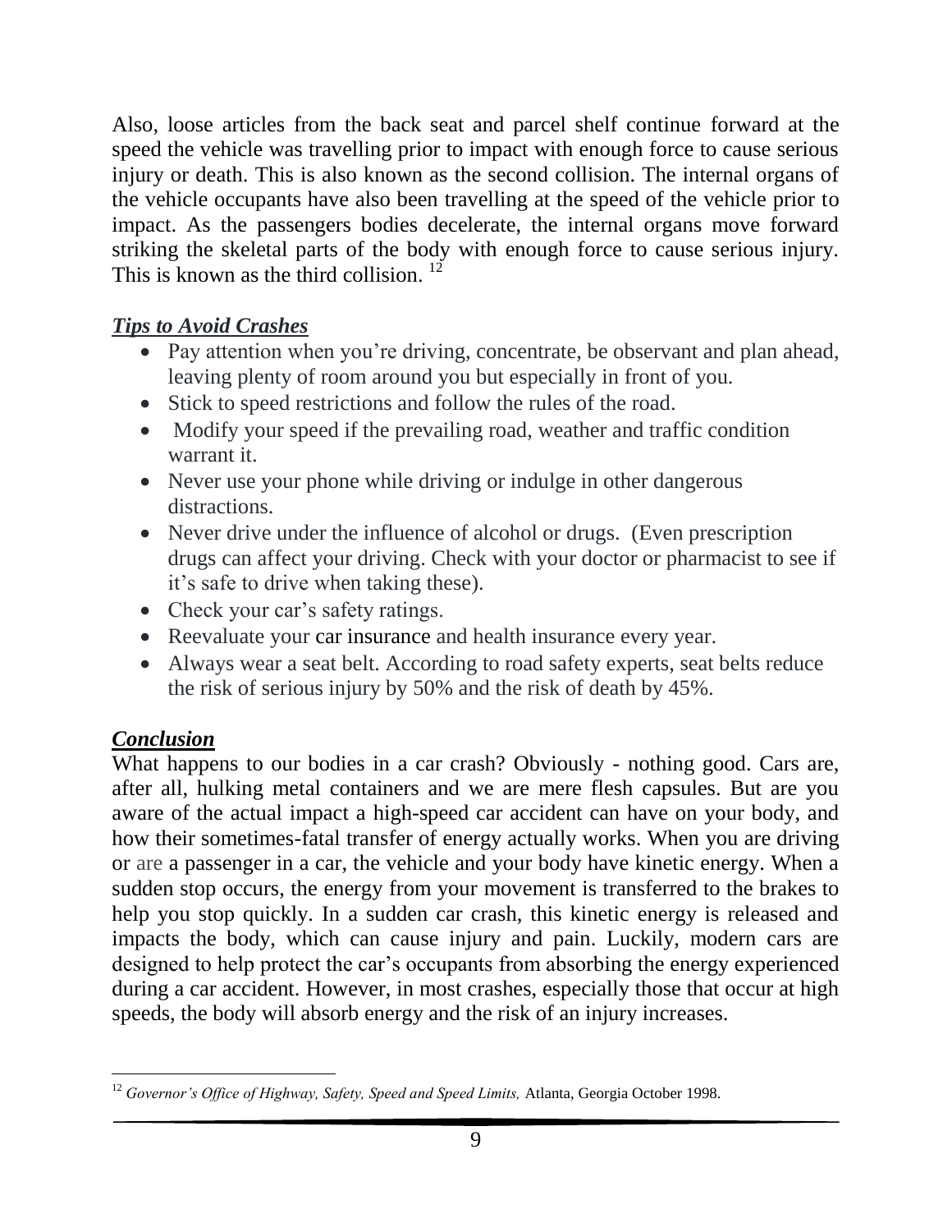Also, loose articles from the back seat and parcel shelf continue forward at the speed the vehicle was travelling prior to impact with enough force to cause serious injury or death. This is also known as the second collision. The internal organs of the vehicle occupants have also been travelling at the speed of the vehicle prior to impact. As the passengers bodies decelerate, the internal organs move forward striking the skeletal parts of the body with enough force to cause serious injury. This is known as the third collision. [12]

## *Tips to Avoid Crashes*

- Pay attention when you're driving, concentrate, be observant and plan ahead, leaving plenty of room around you but especially in front of you.
- Stick to speed restrictions and follow the rules of the road.
- Modify your speed if the prevailing road, weather and traffic condition warrant it.
- Never use your phone while driving or indulge in other dangerous distractions.
- Never drive under the influence of alcohol or drugs. (Even prescription drugs can affect your driving. Check with your doctor or pharmacist to see if it's safe to drive when taking these).
- Check your car's safety ratings.
- Reevaluate your car insurance and health insurance every year.
- Always wear a seat belt. According to road safety experts, seat belts reduce the risk of serious injury by 50% and the risk of death by 45%.

## *Conclusion*

What happens to our bodies in a car crash? Obviously - nothing good. Cars are, after all, hulking metal containers and we are mere flesh capsules. But are you aware of the actual impact a high-speed car accident can have on your body, and how their sometimes-fatal transfer of energy actually works. When you are driving or are a passenger in a car, the vehicle and your body have kinetic energy. When a sudden stop occurs, the energy from your movement is transferred to the brakes to help you stop quickly. In a sudden car crash, this kinetic energy is released and impacts the body, which can cause injury and pain. Luckily, modern cars are designed to help protect the car's occupants from absorbing the energy experienced during a car accident. However, in most crashes, especially those that occur at high speeds, the body will absorb energy and the risk of an injury increases.

---

[12] *Governor's Office of Highway, Safety, Speed and Speed Limits,* Atlanta, Georgia October 1998.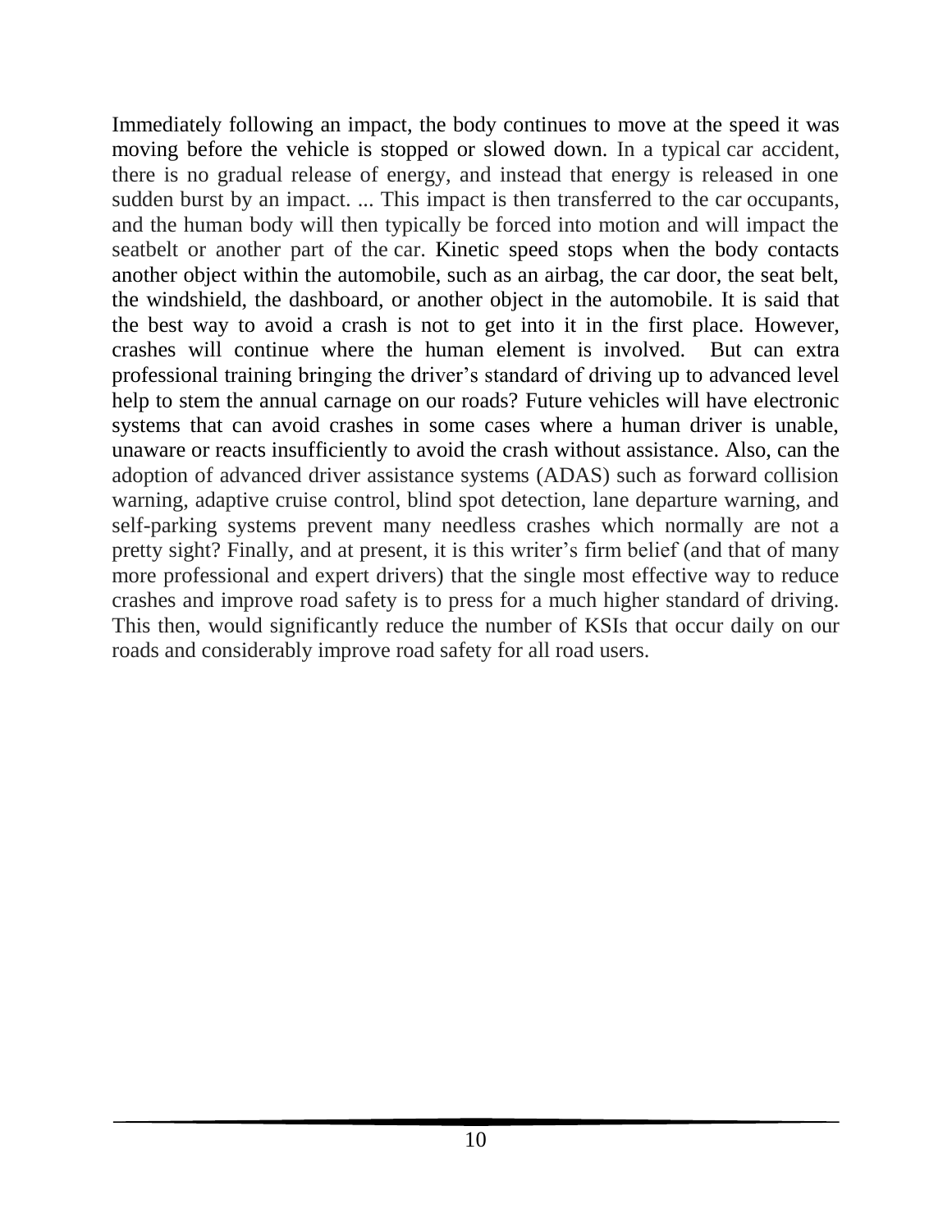Immediately following an impact, the body continues to move at the speed it was moving before the vehicle is stopped or slowed down. In a typical car accident, there is no gradual release of energy, and instead that energy is released in one sudden burst by an impact. ... This impact is then transferred to the car occupants, and the human body will then typically be forced into motion and will impact the seatbelt or another part of the car. Kinetic speed stops when the body contacts another object within the automobile, such as an airbag, the car door, the seat belt, the windshield, the dashboard, or another object in the automobile. It is said that the best way to avoid a crash is not to get into it in the first place. However, crashes will continue where the human element is involved. But can extra professional training bringing the driver's standard of driving up to advanced level help to stem the annual carnage on our roads? Future vehicles will have electronic systems that can avoid crashes in some cases where a human driver is unable, unaware or reacts insufficiently to avoid the crash without assistance. Also, can the adoption of advanced driver assistance systems (ADAS) such as forward collision warning, adaptive cruise control, blind spot detection, lane departure warning, and self-parking systems prevent many needless crashes which normally are not a pretty sight? Finally, and at present, it is this writer's firm belief (and that of many more professional and expert drivers) that the single most effective way to reduce crashes and improve road safety is to press for a much higher standard of driving. This then, would significantly reduce the number of KSIs that occur daily on our roads and considerably improve road safety for all road users.